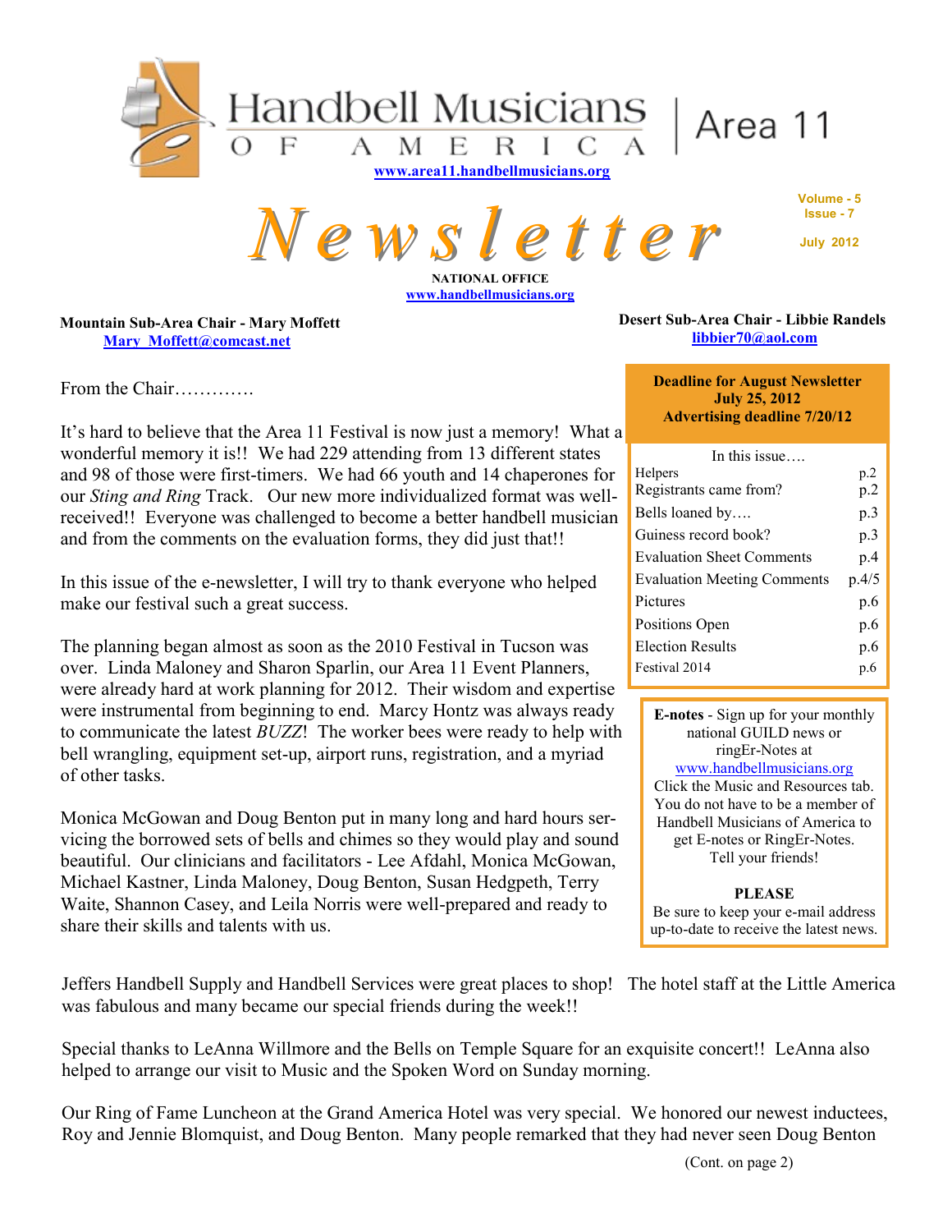# Handbell Musicians of America | Area 11

www.area11.handbellmusicians.org

# Newsletter

Volume - 5
Issue - 7

July 2012

NATIONAL OFFICE
www.handbellmusicians.org

**Mountain Sub-Area Chair - Mary Moffett**
Mary_Moffett@comcast.net

**Desert Sub-Area Chair - Libbie Randels**
libbier70@aol.com

From the Chair………….

It's hard to believe that the Area 11 Festival is now just a memory! What a wonderful memory it is!! We had 229 attending from 13 different states and 98 of those were first-timers. We had 66 youth and 14 chaperones for our *Sting and Ring* Track. Our new more individualized format was well-received!! Everyone was challenged to become a better handbell musician and from the comments on the evaluation forms, they did just that!!

In this issue of the e-newsletter, I will try to thank everyone who helped make our festival such a great success.

The planning began almost as soon as the 2010 Festival in Tucson was over. Linda Maloney and Sharon Sparlin, our Area 11 Event Planners, were already hard at work planning for 2012. Their wisdom and expertise were instrumental from beginning to end. Marcy Hontz was always ready to communicate the latest *BUZZ*! The worker bees were ready to help with bell wrangling, equipment set-up, airport runs, registration, and a myriad of other tasks.

Monica McGowan and Doug Benton put in many long and hard hours servicing the borrowed sets of bells and chimes so they would play and sound beautiful. Our clinicians and facilitators - Lee Afdahl, Monica McGowan, Michael Kastner, Linda Maloney, Doug Benton, Susan Hedgpeth, Terry Waite, Shannon Casey, and Leila Norris were well-prepared and ready to share their skills and talents with us.

Jeffers Handbell Supply and Handbell Services were great places to shop! The hotel staff at the Little America was fabulous and many became our special friends during the week!!

Special thanks to LeAnna Willmore and the Bells on Temple Square for an exquisite concert!! LeAnna also helped to arrange our visit to Music and the Spoken Word on Sunday morning.

Our Ring of Fame Luncheon at the Grand America Hotel was very special. We honored our newest inductees, Roy and Jennie Blomquist, and Doug Benton. Many people remarked that they had never seen Doug Benton

(Cont. on page 2)

---

**Deadline for August Newsletter**
**July 25, 2012**
**Advertising deadline 7/20/12**

In this issue….

| | |
|---|---|
| Helpers | p.2 |
| Registrants came from? | p.2 |
| Bells loaned by…. | p.3 |
| Guiness record book? | p.3 |
| Evaluation Sheet Comments | p.4 |
| Evaluation Meeting Comments | p.4/5 |
| Pictures | p.6 |
| Positions Open | p.6 |
| Election Results | p.6 |
| Festival 2014 | p.6 |

**E-notes** - Sign up for your monthly national GUILD news or ringEr-Notes at www.handbellmusicians.org Click the Music and Resources tab. You do not have to be a member of Handbell Musicians of America to get E-notes or RingEr-Notes. Tell your friends!

**PLEASE**
Be sure to keep your e-mail address up-to-date to receive the latest news.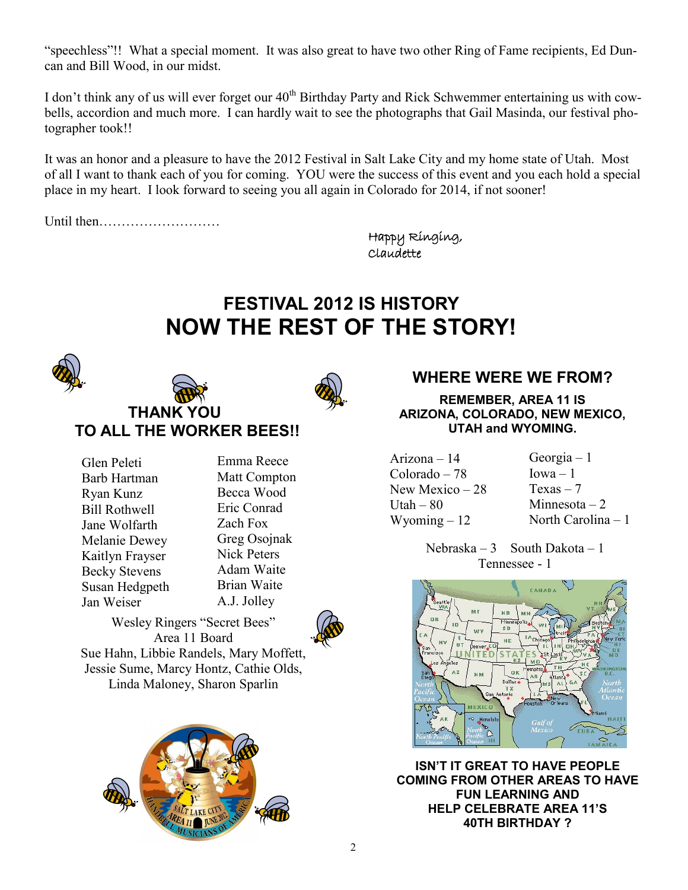"speechless"!! What a special moment. It was also great to have two other Ring of Fame recipients, Ed Duncan and Bill Wood, in our midst.

I don't think any of us will ever forget our 40th Birthday Party and Rick Schwemmer entertaining us with cowbells, accordion and much more. I can hardly wait to see the photographs that Gail Masinda, our festival photographer took!!

It was an honor and a pleasure to have the 2012 Festival in Salt Lake City and my home state of Utah. Most of all I want to thank each of you for coming. YOU were the success of this event and you each hold a special place in my heart. I look forward to seeing you all again in Colorado for 2014, if not sooner!

Until then………………………

Happy Ringing,
Claudette

# FESTIVAL 2012 IS HISTORY
# NOW THE REST OF THE STORY!

## THANK YOU TO ALL THE WORKER BEES!!

Glen Peleti
Barb Hartman
Ryan Kunz
Bill Rothwell
Jane Wolfarth
Melanie Dewey
Kaitlyn Frayser
Becky Stevens
Susan Hedgpeth
Jan Weiser
Emma Reece
Matt Compton
Becca Wood
Eric Conrad
Zach Fox
Greg Osojnak
Nick Peters
Adam Waite
Brian Waite
A.J. Jolley

Wesley Ringers "Secret Bees"
Area 11 Board
Sue Hahn, Libbie Randels, Mary Moffett, Jessie Sume, Marcy Hontz, Cathie Olds, Linda Maloney, Sharon Sparlin

## WHERE WERE WE FROM?

**REMEMBER, AREA 11 IS ARIZONA, COLORADO, NEW MEXICO, UTAH and WYOMING.**

Arizona – 14
Colorado – 78
New Mexico – 28
Utah – 80
Wyoming – 12
Georgia – 1
Iowa – 1
Texas – 7
Minnesota – 2
North Carolina – 1
Nebraska – 3
South Dakota – 1
Tennessee - 1

**ISN'T IT GREAT TO HAVE PEOPLE COMING FROM OTHER AREAS TO HAVE FUN LEARNING AND HELP CELEBRATE AREA 11'S 40TH BIRTHDAY ?**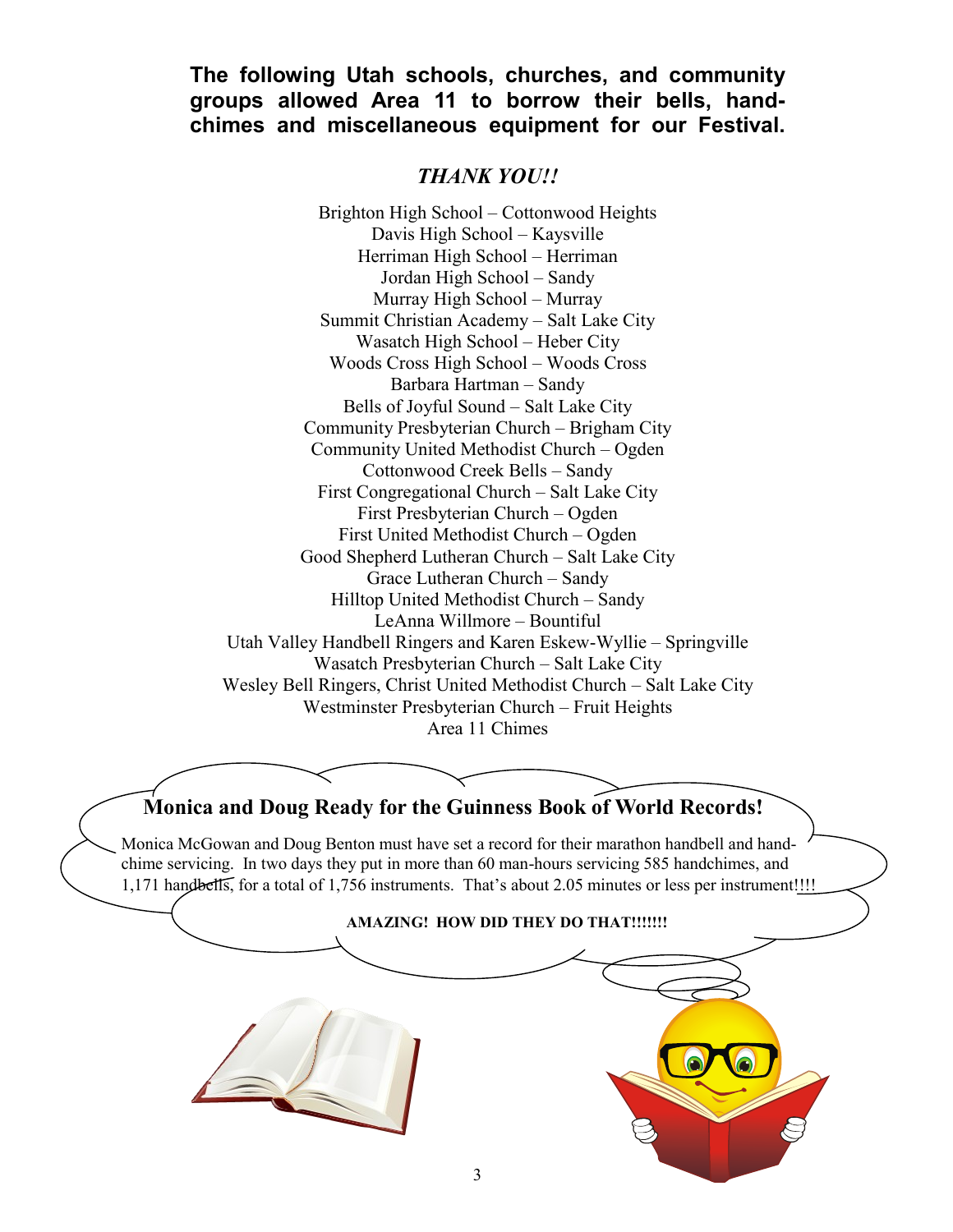**The following Utah schools, churches, and community groups allowed Area 11 to borrow their bells, hand-chimes and miscellaneous equipment for our Festival.**

***THANK YOU!!***

Brighton High School – Cottonwood Heights
Davis High School – Kaysville
Herriman High School – Herriman
Jordan High School – Sandy
Murray High School – Murray
Summit Christian Academy – Salt Lake City
Wasatch High School – Heber City
Woods Cross High School – Woods Cross
Barbara Hartman – Sandy
Bells of Joyful Sound – Salt Lake City
Community Presbyterian Church – Brigham City
Community United Methodist Church – Ogden
Cottonwood Creek Bells – Sandy
First Congregational Church – Salt Lake City
First Presbyterian Church – Ogden
First United Methodist Church – Ogden
Good Shepherd Lutheran Church – Salt Lake City
Grace Lutheran Church – Sandy
Hilltop United Methodist Church – Sandy
LeAnna Willmore – Bountiful
Utah Valley Handbell Ringers and Karen Eskew-Wyllie – Springville
Wasatch Presbyterian Church – Salt Lake City
Wesley Bell Ringers, Christ United Methodist Church – Salt Lake City
Westminster Presbyterian Church – Fruit Heights
Area 11 Chimes

## Monica and Doug Ready for the Guinness Book of World Records!

Monica McGowan and Doug Benton must have set a record for their marathon handbell and hand-chime servicing. In two days they put in more than 60 man-hours servicing 585 handchimes, and 1,171 handbells, for a total of 1,756 instruments. That's about 2.05 minutes or less per instrument!!!!

**AMAZING! HOW DID THEY DO THAT!!!!!!!**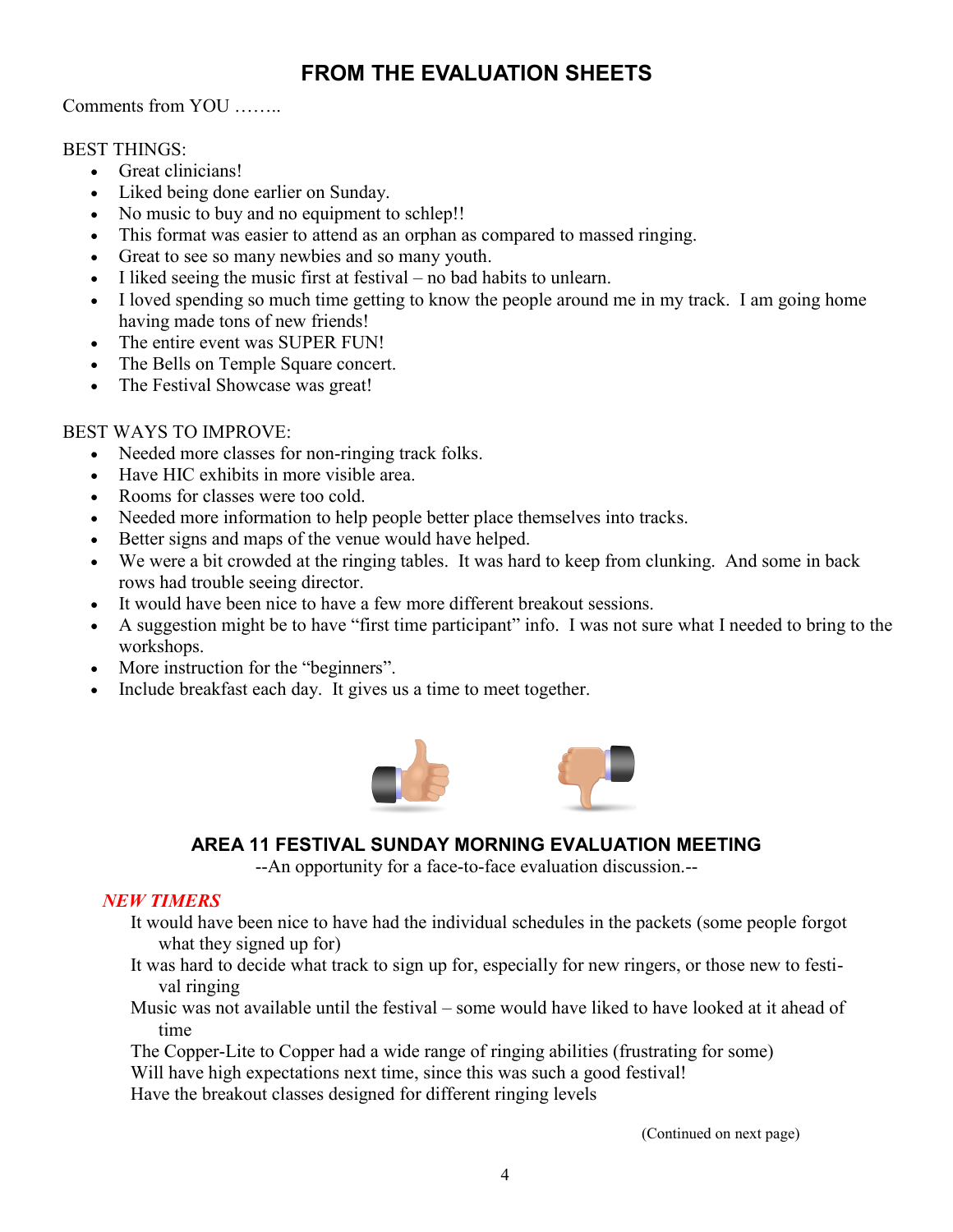# FROM THE EVALUATION SHEETS

Comments from YOU ……..

BEST THINGS:

- Great clinicians!
- Liked being done earlier on Sunday.
- No music to buy and no equipment to schlep!!
- This format was easier to attend as an orphan as compared to massed ringing.
- Great to see so many newbies and so many youth.
- I liked seeing the music first at festival – no bad habits to unlearn.
- I loved spending so much time getting to know the people around me in my track. I am going home having made tons of new friends!
- The entire event was SUPER FUN!
- The Bells on Temple Square concert.
- The Festival Showcase was great!

BEST WAYS TO IMPROVE:

- Needed more classes for non-ringing track folks.
- Have HIC exhibits in more visible area.
- Rooms for classes were too cold.
- Needed more information to help people better place themselves into tracks.
- Better signs and maps of the venue would have helped.
- We were a bit crowded at the ringing tables. It was hard to keep from clunking. And some in back rows had trouble seeing director.
- It would have been nice to have a few more different breakout sessions.
- A suggestion might be to have "first time participant" info. I was not sure what I needed to bring to the workshops.
- More instruction for the "beginners".
- Include breakfast each day. It gives us a time to meet together.

## AREA 11 FESTIVAL SUNDAY MORNING EVALUATION MEETING

--An opportunity for a face-to-face evaluation discussion.--

***NEW TIMERS***

It would have been nice to have had the individual schedules in the packets (some people forgot what they signed up for)

It was hard to decide what track to sign up for, especially for new ringers, or those new to festival ringing

Music was not available until the festival – some would have liked to have looked at it ahead of time

The Copper-Lite to Copper had a wide range of ringing abilities (frustrating for some)

Will have high expectations next time, since this was such a good festival!

Have the breakout classes designed for different ringing levels

(Continued on next page)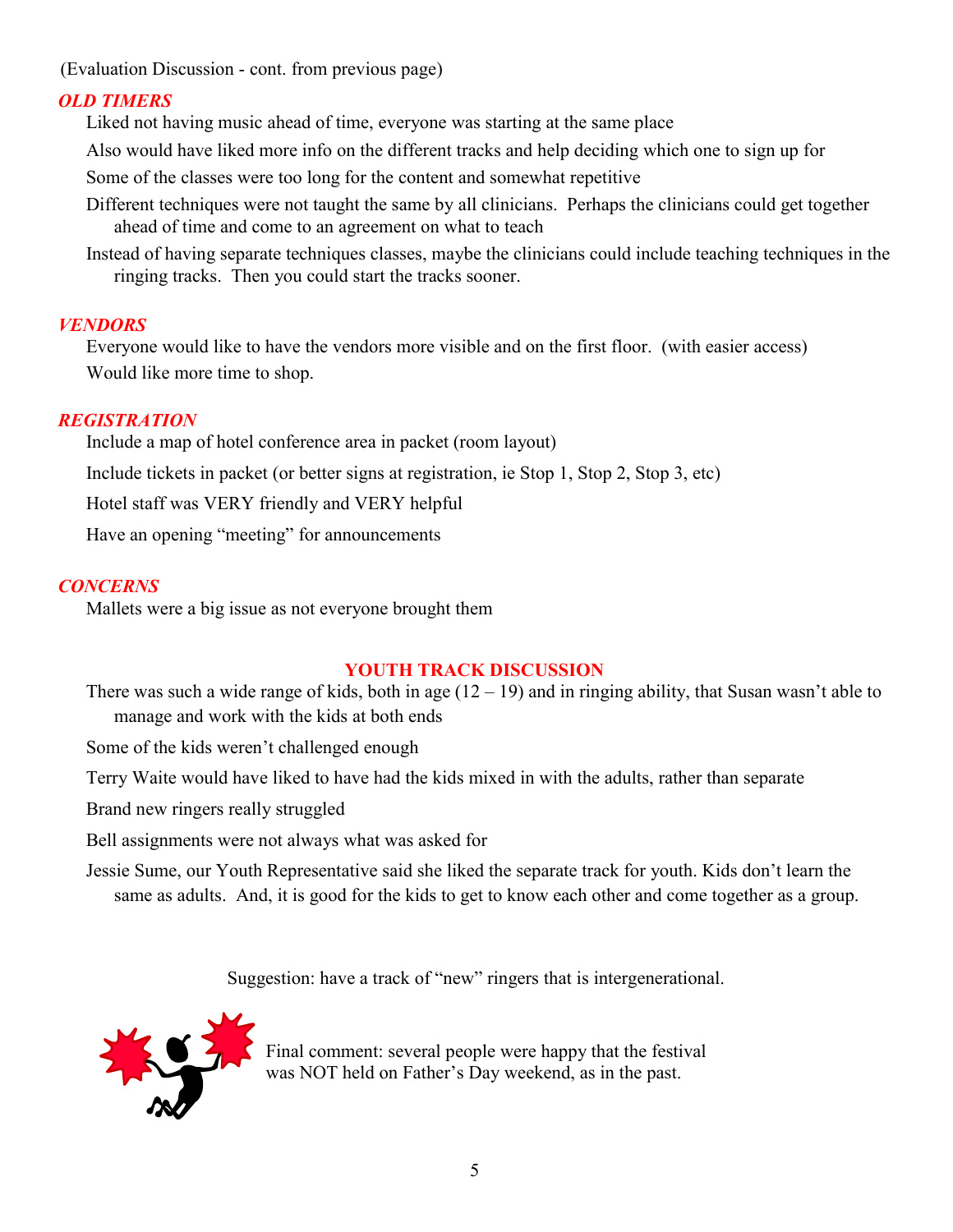(Evaluation Discussion - cont. from previous page)

### *OLD TIMERS*

Liked not having music ahead of time, everyone was starting at the same place

Also would have liked more info on the different tracks and help deciding which one to sign up for

Some of the classes were too long for the content and somewhat repetitive

Different techniques were not taught the same by all clinicians. Perhaps the clinicians could get together ahead of time and come to an agreement on what to teach

Instead of having separate techniques classes, maybe the clinicians could include teaching techniques in the ringing tracks. Then you could start the tracks sooner.

### *VENDORS*

Everyone would like to have the vendors more visible and on the first floor. (with easier access)

Would like more time to shop.

### *REGISTRATION*

Include a map of hotel conference area in packet (room layout)

Include tickets in packet (or better signs at registration, ie Stop 1, Stop 2, Stop 3, etc)

Hotel staff was VERY friendly and VERY helpful

Have an opening "meeting" for announcements

### *CONCERNS*

Mallets were a big issue as not everyone brought them

## YOUTH TRACK DISCUSSION

There was such a wide range of kids, both in age (12 – 19) and in ringing ability, that Susan wasn't able to manage and work with the kids at both ends

Some of the kids weren't challenged enough

Terry Waite would have liked to have had the kids mixed in with the adults, rather than separate

Brand new ringers really struggled

Bell assignments were not always what was asked for

Jessie Sume, our Youth Representative said she liked the separate track for youth. Kids don't learn the same as adults. And, it is good for the kids to get to know each other and come together as a group.

Suggestion: have a track of "new" ringers that is intergenerational.

Final comment: several people were happy that the festival was NOT held on Father's Day weekend, as in the past.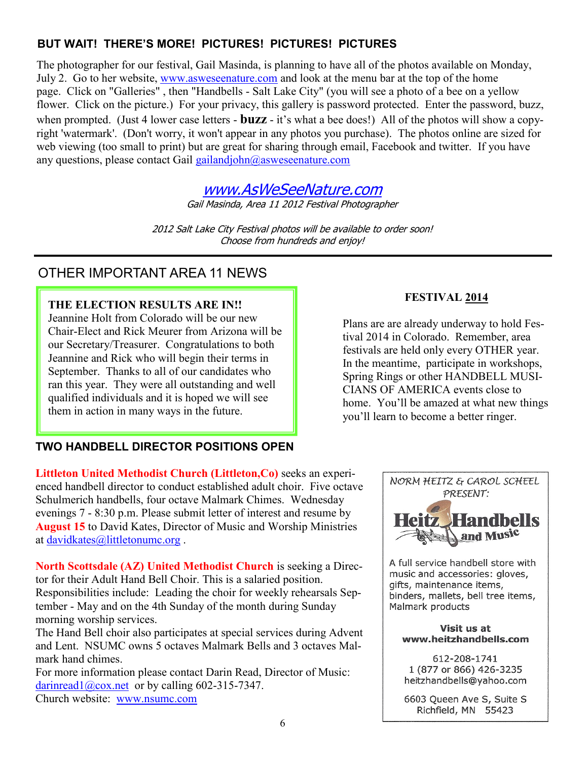## BUT WAIT! THERE'S MORE! PICTURES! PICTURES! PICTURES

The photographer for our festival, Gail Masinda, is planning to have all of the photos available on Monday, July 2. Go to her website, www.asweseenature.com and look at the menu bar at the top of the home page. Click on "Galleries" , then "Handbells - Salt Lake City" (you will see a photo of a bee on a yellow flower. Click on the picture.) For your privacy, this gallery is password protected. Enter the password, buzz, when prompted. (Just 4 lower case letters - **buzz** - it's what a bee does!) All of the photos will show a copyright 'watermark'. (Don't worry, it won't appear in any photos you purchase). The photos online are sized for web viewing (too small to print) but are great for sharing through email, Facebook and twitter. If you have any questions, please contact Gail gailandjohn@asweseenature.com

*www.AsWeSeeNature.com*
*Gail Masinda, Area 11 2012 Festival Photographer*

*2012 Salt Lake City Festival photos will be available to order soon!*
*Choose from hundreds and enjoy!*

---

## OTHER IMPORTANT AREA 11 NEWS

**THE ELECTION RESULTS ARE IN!!**
Jeannine Holt from Colorado will be our new Chair-Elect and Rick Meurer from Arizona will be our Secretary/Treasurer. Congratulations to both Jeannine and Rick who will begin their terms in September. Thanks to all of our candidates who ran this year. They were all outstanding and well qualified individuals and it is hoped we will see them in action in many ways in the future.

### FESTIVAL 2014

Plans are are already underway to hold Festival 2014 in Colorado. Remember, area festivals are held only every OTHER year. In the meantime, participate in workshops, Spring Rings or other HANDBELL MUSICIANS OF AMERICA events close to home. You'll be amazed at what new things you'll learn to become a better ringer.

### TWO HANDBELL DIRECTOR POSITIONS OPEN

**Littleton United Methodist Church (Littleton,Co)** seeks an experienced handbell director to conduct established adult choir. Five octave Schulmerich handbells, four octave Malmark Chimes. Wednesday evenings 7 - 8:30 p.m. Please submit letter of interest and resume by **August 15** to David Kates, Director of Music and Worship Ministries at davidkates@littletonumc.org .

**North Scottsdale (AZ) United Methodist Church** is seeking a Director for their Adult Hand Bell Choir. This is a salaried position. Responsibilities include: Leading the choir for weekly rehearsals September - May and on the 4th Sunday of the month during Sunday morning worship services.
The Hand Bell choir also participates at special services during Advent and Lent. NSUMC owns 5 octaves Malmark Bells and 3 octaves Malmark hand chimes.
For more information please contact Darin Read, Director of Music: darinread1@cox.net or by calling 602-315-7347.
Church website: www.nsumc.com

NORM HEITZ & CAROL SCHEEL PRESENT:

**Heitz Handbells and Music**

A full service handbell store with music and accessories: gloves, gifts, maintenance items, binders, mallets, bell tree items, Malmark products

**Visit us at www.heitzhandbells.com**

612-208-1741
1 (877 or 866) 426-3235
heitzhandbells@yahoo.com

6603 Queen Ave S, Suite S
Richfield, MN 55423